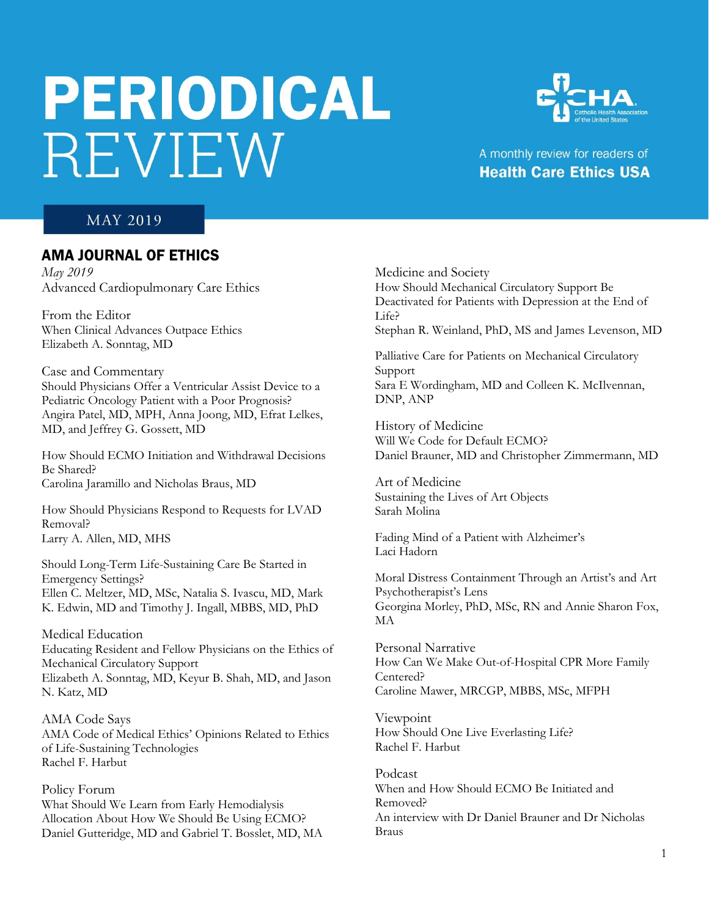# PERIODICAL REVIEW

A monthly review for readers of **Health Care Ethics USA**

CHA Catholic Health Association of the United States

MAY 2019

## AMA JOURNAL OF ETHICS

*May 2019*
Advanced Cardiopulmonary Care Ethics

From the Editor
When Clinical Advances Outpace Ethics
Elizabeth A. Sonntag, MD

Case and Commentary
Should Physicians Offer a Ventricular Assist Device to a Pediatric Oncology Patient with a Poor Prognosis?
Angira Patel, MD, MPH, Anna Joong, MD, Efrat Lelkes, MD, and Jeffrey G. Gossett, MD

How Should ECMO Initiation and Withdrawal Decisions Be Shared?
Carolina Jaramillo and Nicholas Braus, MD

How Should Physicians Respond to Requests for LVAD Removal?
Larry A. Allen, MD, MHS

Should Long-Term Life-Sustaining Care Be Started in Emergency Settings?
Ellen C. Meltzer, MD, MSc, Natalia S. Ivascu, MD, Mark K. Edwin, MD and Timothy J. Ingall, MBBS, MD, PhD

Medical Education
Educating Resident and Fellow Physicians on the Ethics of Mechanical Circulatory Support
Elizabeth A. Sonntag, MD, Keyur B. Shah, MD, and Jason N. Katz, MD

AMA Code Says
AMA Code of Medical Ethics' Opinions Related to Ethics of Life-Sustaining Technologies
Rachel F. Harbut

Policy Forum
What Should We Learn from Early Hemodialysis Allocation About How We Should Be Using ECMO?
Daniel Gutteridge, MD and Gabriel T. Bosslet, MD, MA

Medicine and Society
How Should Mechanical Circulatory Support Be Deactivated for Patients with Depression at the End of Life?
Stephan R. Weinland, PhD, MS and James Levenson, MD

Palliative Care for Patients on Mechanical Circulatory Support
Sara E Wordingham, MD and Colleen K. McIlvennan, DNP, ANP

History of Medicine
Will We Code for Default ECMO?
Daniel Brauner, MD and Christopher Zimmermann, MD

Art of Medicine
Sustaining the Lives of Art Objects
Sarah Molina

Fading Mind of a Patient with Alzheimer's
Laci Hadorn

Moral Distress Containment Through an Artist's and Art Psychotherapist's Lens
Georgina Morley, PhD, MSc, RN and Annie Sharon Fox, MA

Personal Narrative
How Can We Make Out-of-Hospital CPR More Family Centered?
Caroline Mawer, MRCGP, MBBS, MSc, MFPH

Viewpoint
How Should One Live Everlasting Life?
Rachel F. Harbut

Podcast
When and How Should ECMO Be Initiated and Removed?
An interview with Dr Daniel Brauner and Dr Nicholas Braus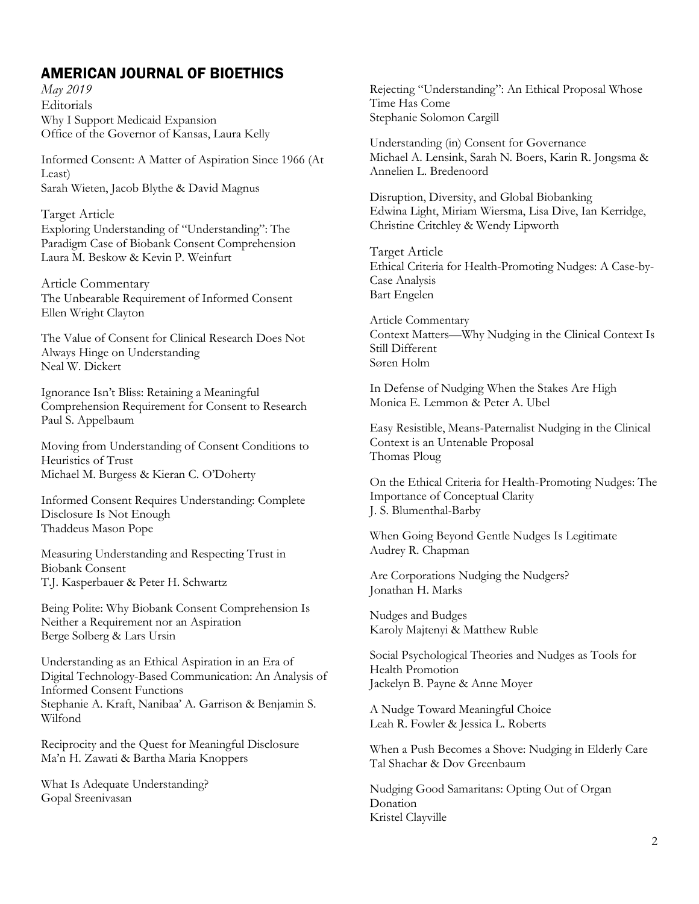## AMERICAN JOURNAL OF BIOETHICS

*May 2019*

Editorials

Why I Support Medicaid Expansion
Office of the Governor of Kansas, Laura Kelly

Informed Consent: A Matter of Aspiration Since 1966 (At Least)
Sarah Wieten, Jacob Blythe & David Magnus

Target Article

Exploring Understanding of "Understanding": The Paradigm Case of Biobank Consent Comprehension
Laura M. Beskow & Kevin P. Weinfurt

Article Commentary

The Unbearable Requirement of Informed Consent
Ellen Wright Clayton

The Value of Consent for Clinical Research Does Not Always Hinge on Understanding
Neal W. Dickert

Ignorance Isn't Bliss: Retaining a Meaningful Comprehension Requirement for Consent to Research
Paul S. Appelbaum

Moving from Understanding of Consent Conditions to Heuristics of Trust
Michael M. Burgess & Kieran C. O'Doherty

Informed Consent Requires Understanding: Complete Disclosure Is Not Enough
Thaddeus Mason Pope

Measuring Understanding and Respecting Trust in Biobank Consent
T.J. Kasperbauer & Peter H. Schwartz

Being Polite: Why Biobank Consent Comprehension Is Neither a Requirement nor an Aspiration
Berge Solberg & Lars Ursin

Understanding as an Ethical Aspiration in an Era of Digital Technology-Based Communication: An Analysis of Informed Consent Functions
Stephanie A. Kraft, Nanibaa' A. Garrison & Benjamin S. Wilfond

Reciprocity and the Quest for Meaningful Disclosure
Ma'n H. Zawati & Bartha Maria Knoppers

What Is Adequate Understanding?
Gopal Sreenivasan

Rejecting "Understanding": An Ethical Proposal Whose Time Has Come
Stephanie Solomon Cargill

Understanding (in) Consent for Governance
Michael A. Lensink, Sarah N. Boers, Karin R. Jongsma & Annelien L. Bredenoord

Disruption, Diversity, and Global Biobanking
Edwina Light, Miriam Wiersma, Lisa Dive, Ian Kerridge, Christine Critchley & Wendy Lipworth

Target Article

Ethical Criteria for Health-Promoting Nudges: A Case-by-Case Analysis
Bart Engelen

Article Commentary

Context Matters—Why Nudging in the Clinical Context Is Still Different
Søren Holm

In Defense of Nudging When the Stakes Are High
Monica E. Lemmon & Peter A. Ubel

Easy Resistible, Means-Paternalist Nudging in the Clinical Context is an Untenable Proposal
Thomas Ploug

On the Ethical Criteria for Health-Promoting Nudges: The Importance of Conceptual Clarity
J. S. Blumenthal-Barby

When Going Beyond Gentle Nudges Is Legitimate
Audrey R. Chapman

Are Corporations Nudging the Nudgers?
Jonathan H. Marks

Nudges and Budges
Karoly Majtenyi & Matthew Ruble

Social Psychological Theories and Nudges as Tools for Health Promotion
Jackelyn B. Payne & Anne Moyer

A Nudge Toward Meaningful Choice
Leah R. Fowler & Jessica L. Roberts

When a Push Becomes a Shove: Nudging in Elderly Care
Tal Shachar & Dov Greenbaum

Nudging Good Samaritans: Opting Out of Organ Donation
Kristel Clayville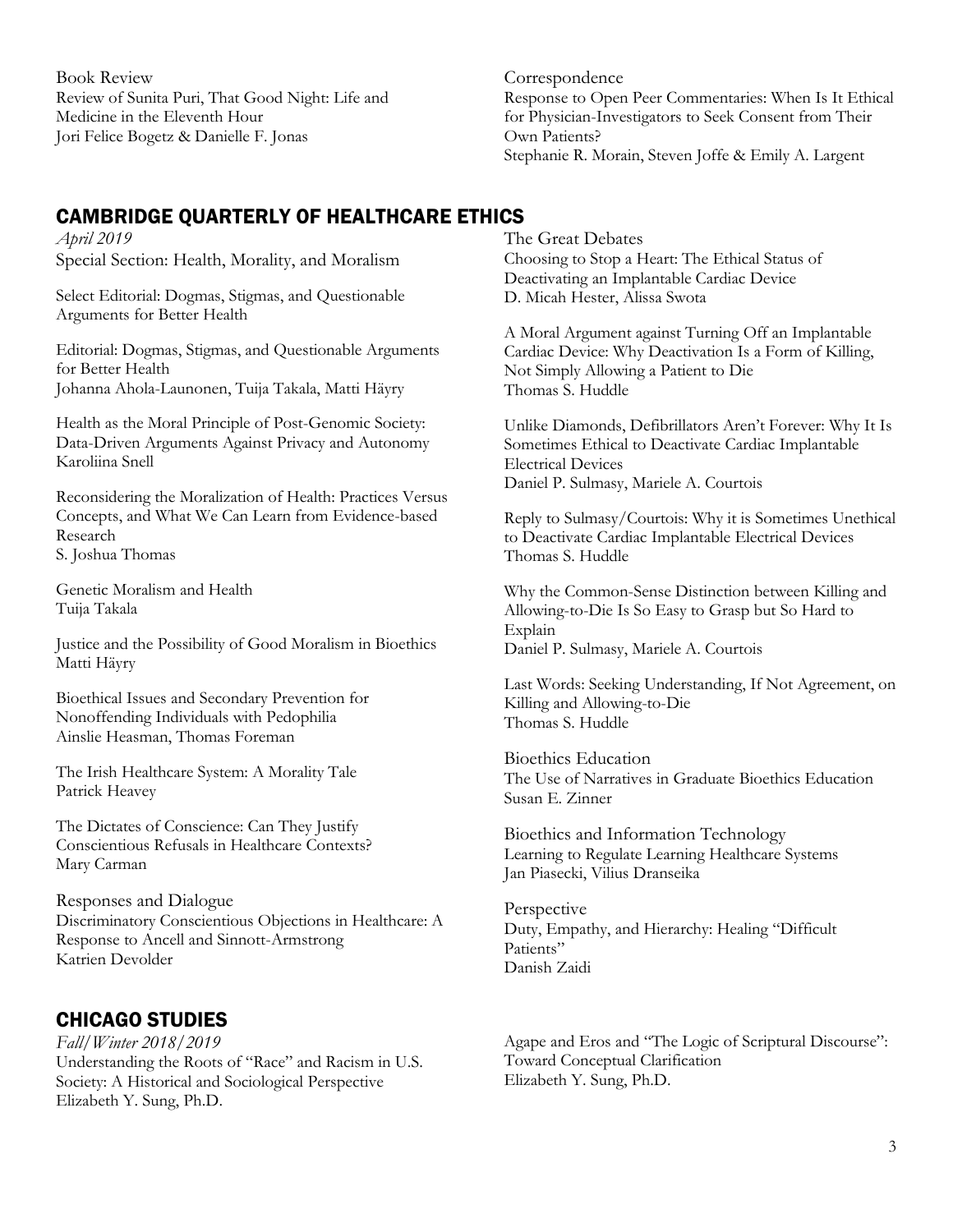Book Review
Review of Sunita Puri, That Good Night: Life and Medicine in the Eleventh Hour
Jori Felice Bogetz & Danielle F. Jonas

Correspondence
Response to Open Peer Commentaries: When Is It Ethical for Physician-Investigators to Seek Consent from Their Own Patients?
Stephanie R. Morain, Steven Joffe & Emily A. Largent

## CAMBRIDGE QUARTERLY OF HEALTHCARE ETHICS

*April 2019*
Special Section: Health, Morality, and Moralism

Select Editorial: Dogmas, Stigmas, and Questionable Arguments for Better Health

Editorial: Dogmas, Stigmas, and Questionable Arguments for Better Health
Johanna Ahola-Launonen, Tuija Takala, Matti Häyry

Health as the Moral Principle of Post-Genomic Society: Data-Driven Arguments Against Privacy and Autonomy
Karoliina Snell

Reconsidering the Moralization of Health: Practices Versus Concepts, and What We Can Learn from Evidence-based Research
S. Joshua Thomas

Genetic Moralism and Health
Tuija Takala

Justice and the Possibility of Good Moralism in Bioethics
Matti Häyry

Bioethical Issues and Secondary Prevention for Nonoffending Individuals with Pedophilia
Ainslie Heasman, Thomas Foreman

The Irish Healthcare System: A Morality Tale
Patrick Heavey

The Dictates of Conscience: Can They Justify Conscientious Refusals in Healthcare Contexts?
Mary Carman

Responses and Dialogue
Discriminatory Conscientious Objections in Healthcare: A Response to Ancell and Sinnott-Armstrong
Katrien Devolder

The Great Debates
Choosing to Stop a Heart: The Ethical Status of Deactivating an Implantable Cardiac Device
D. Micah Hester, Alissa Swota

A Moral Argument against Turning Off an Implantable Cardiac Device: Why Deactivation Is a Form of Killing, Not Simply Allowing a Patient to Die
Thomas S. Huddle

Unlike Diamonds, Defibrillators Aren't Forever: Why It Is Sometimes Ethical to Deactivate Cardiac Implantable Electrical Devices
Daniel P. Sulmasy, Mariele A. Courtois

Reply to Sulmasy/Courtois: Why it is Sometimes Unethical to Deactivate Cardiac Implantable Electrical Devices
Thomas S. Huddle

Why the Common-Sense Distinction between Killing and Allowing-to-Die Is So Easy to Grasp but So Hard to Explain
Daniel P. Sulmasy, Mariele A. Courtois

Last Words: Seeking Understanding, If Not Agreement, on Killing and Allowing-to-Die
Thomas S. Huddle

Bioethics Education
The Use of Narratives in Graduate Bioethics Education
Susan E. Zinner

Bioethics and Information Technology
Learning to Regulate Learning Healthcare Systems
Jan Piasecki, Vilius Dranseika

Perspective
Duty, Empathy, and Hierarchy: Healing "Difficult Patients"
Danish Zaidi

## CHICAGO STUDIES

*Fall/Winter 2018/2019*
Understanding the Roots of "Race" and Racism in U.S. Society: A Historical and Sociological Perspective
Elizabeth Y. Sung, Ph.D.

Agape and Eros and "The Logic of Scriptural Discourse": Toward Conceptual Clarification
Elizabeth Y. Sung, Ph.D.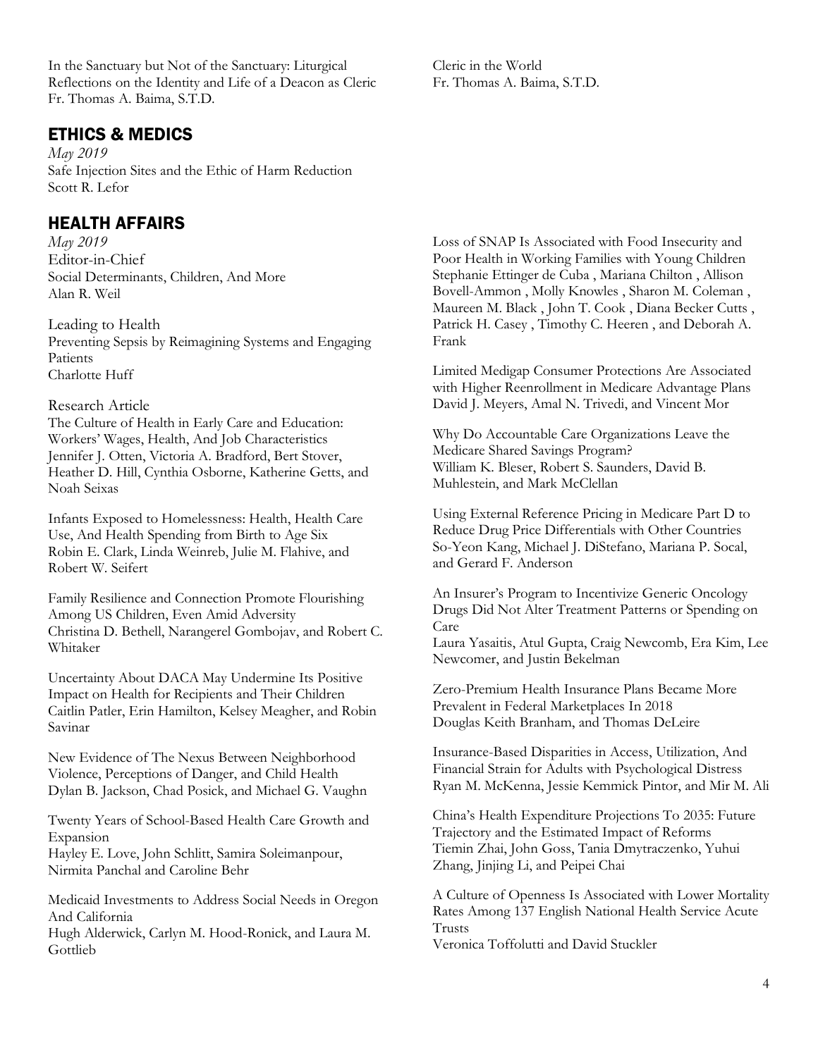In the Sanctuary but Not of the Sanctuary: Liturgical Reflections on the Identity and Life of a Deacon as Cleric
Fr. Thomas A. Baima, S.T.D.

Cleric in the World
Fr. Thomas A. Baima, S.T.D.

## ETHICS & MEDICS

*May 2019*
Safe Injection Sites and the Ethic of Harm Reduction
Scott R. Lefor

## HEALTH AFFAIRS

*May 2019*
Editor-in-Chief
Social Determinants, Children, And More
Alan R. Weil

Leading to Health
Preventing Sepsis by Reimagining Systems and Engaging Patients
Charlotte Huff

Research Article
The Culture of Health in Early Care and Education: Workers' Wages, Health, And Job Characteristics
Jennifer J. Otten, Victoria A. Bradford, Bert Stover, Heather D. Hill, Cynthia Osborne, Katherine Getts, and Noah Seixas

Infants Exposed to Homelessness: Health, Health Care Use, And Health Spending from Birth to Age Six
Robin E. Clark, Linda Weinreb, Julie M. Flahive, and Robert W. Seifert

Family Resilience and Connection Promote Flourishing Among US Children, Even Amid Adversity
Christina D. Bethell, Narangerel Gombojav, and Robert C. Whitaker

Uncertainty About DACA May Undermine Its Positive Impact on Health for Recipients and Their Children
Caitlin Patler, Erin Hamilton, Kelsey Meagher, and Robin Savinar

New Evidence of The Nexus Between Neighborhood Violence, Perceptions of Danger, and Child Health
Dylan B. Jackson, Chad Posick, and Michael G. Vaughn

Twenty Years of School-Based Health Care Growth and Expansion
Hayley E. Love, John Schlitt, Samira Soleimanpour, Nirmita Panchal and Caroline Behr

Medicaid Investments to Address Social Needs in Oregon And California
Hugh Alderwick, Carlyn M. Hood-Ronick, and Laura M. Gottlieb

Loss of SNAP Is Associated with Food Insecurity and Poor Health in Working Families with Young Children
Stephanie Ettinger de Cuba , Mariana Chilton , Allison Bovell-Ammon , Molly Knowles , Sharon M. Coleman , Maureen M. Black , John T. Cook , Diana Becker Cutts , Patrick H. Casey , Timothy C. Heeren , and Deborah A. Frank

Limited Medigap Consumer Protections Are Associated with Higher Reenrollment in Medicare Advantage Plans
David J. Meyers, Amal N. Trivedi, and Vincent Mor

Why Do Accountable Care Organizations Leave the Medicare Shared Savings Program?
William K. Bleser, Robert S. Saunders, David B. Muhlestein, and Mark McClellan

Using External Reference Pricing in Medicare Part D to Reduce Drug Price Differentials with Other Countries
So-Yeon Kang, Michael J. DiStefano, Mariana P. Socal, and Gerard F. Anderson

An Insurer's Program to Incentivize Generic Oncology Drugs Did Not Alter Treatment Patterns or Spending on Care
Laura Yasaitis, Atul Gupta, Craig Newcomb, Era Kim, Lee Newcomer, and Justin Bekelman

Zero-Premium Health Insurance Plans Became More Prevalent in Federal Marketplaces In 2018
Douglas Keith Branham, and Thomas DeLeire

Insurance-Based Disparities in Access, Utilization, And Financial Strain for Adults with Psychological Distress
Ryan M. McKenna, Jessie Kemmick Pintor, and Mir M. Ali

China's Health Expenditure Projections To 2035: Future Trajectory and the Estimated Impact of Reforms
Tiemin Zhai, John Goss, Tania Dmytraczenko, Yuhui Zhang, Jinjing Li, and Peipei Chai

A Culture of Openness Is Associated with Lower Mortality Rates Among 137 English National Health Service Acute Trusts
Veronica Toffolutti and David Stuckler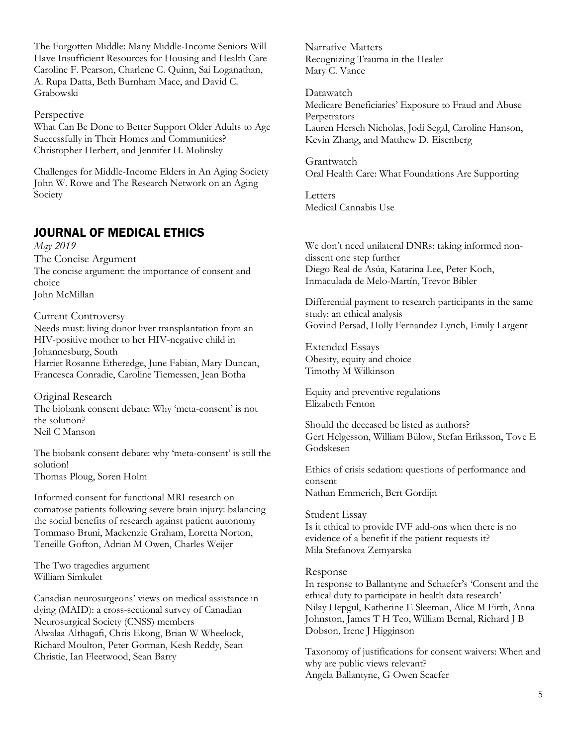The Forgotten Middle: Many Middle-Income Seniors Will Have Insufficient Resources for Housing and Health Care
Caroline F. Pearson, Charlene C. Quinn, Sai Loganathan, A. Rupa Datta, Beth Burnham Mace, and David C. Grabowski

Perspective
What Can Be Done to Better Support Older Adults to Age Successfully in Their Homes and Communities?
Christopher Herbert, and Jennifer H. Molinsky

Challenges for Middle-Income Elders in An Aging Society
John W. Rowe and The Research Network on an Aging Society

Narrative Matters
Recognizing Trauma in the Healer
Mary C. Vance

Datawatch
Medicare Beneficiaries' Exposure to Fraud and Abuse Perpetrators
Lauren Hersch Nicholas, Jodi Segal, Caroline Hanson, Kevin Zhang, and Matthew D. Eisenberg

Grantwatch
Oral Health Care: What Foundations Are Supporting

Letters
Medical Cannabis Use

## JOURNAL OF MEDICAL ETHICS

*May 2019*

The Concise Argument
The concise argument: the importance of consent and choice
John McMillan

Current Controversy
Needs must: living donor liver transplantation from an HIV-positive mother to her HIV-negative child in Johannesburg, South
Harriet Rosanne Etheredge, June Fabian, Mary Duncan, Francesca Conradie, Caroline Tiemessen, Jean Botha

Original Research
The biobank consent debate: Why 'meta-consent' is not the solution?
Neil C Manson

The biobank consent debate: why 'meta-consent' is still the solution!
Thomas Ploug, Soren Holm

Informed consent for functional MRI research on comatose patients following severe brain injury: balancing the social benefits of research against patient autonomy
Tommaso Bruni, Mackenzie Graham, Loretta Norton, Teneille Gofton, Adrian M Owen, Charles Weijer

The Two tragedies argument
William Simkulet

Canadian neurosurgeons' views on medical assistance in dying (MAID): a cross-sectional survey of Canadian Neurosurgical Society (CNSS) members
Alwalaa Althagafi, Chris Ekong, Brian W Wheelock, Richard Moulton, Peter Gorman, Kesh Reddy, Sean Christie, Ian Fleetwood, Sean Barry

We don't need unilateral DNRs: taking informed non-dissent one step further
Diego Real de Asúa, Katarina Lee, Peter Koch, Inmaculada de Melo-Martín, Trevor Bibler

Differential payment to research participants in the same study: an ethical analysis
Govind Persad, Holly Fernandez Lynch, Emily Largent

Extended Essays
Obesity, equity and choice
Timothy M Wilkinson

Equity and preventive regulations
Elizabeth Fenton

Should the deceased be listed as authors?
Gert Helgesson, William Bülow, Stefan Eriksson, Tove E Godskesen

Ethics of crisis sedation: questions of performance and consent
Nathan Emmerich, Bert Gordijn

Student Essay
Is it ethical to provide IVF add-ons when there is no evidence of a benefit if the patient requests it?
Mila Stefanova Zemyarska

Response
In response to Ballantyne and Schaefer's 'Consent and the ethical duty to participate in health data research'
Nilay Hepgul, Katherine E Sleeman, Alice M Firth, Anna Johnston, James T H Teo, William Bernal, Richard J B Dobson, Irene J Higginson

Taxonomy of justifications for consent waivers: When and why are public views relevant?
Angela Ballantyne, G Owen Scaefer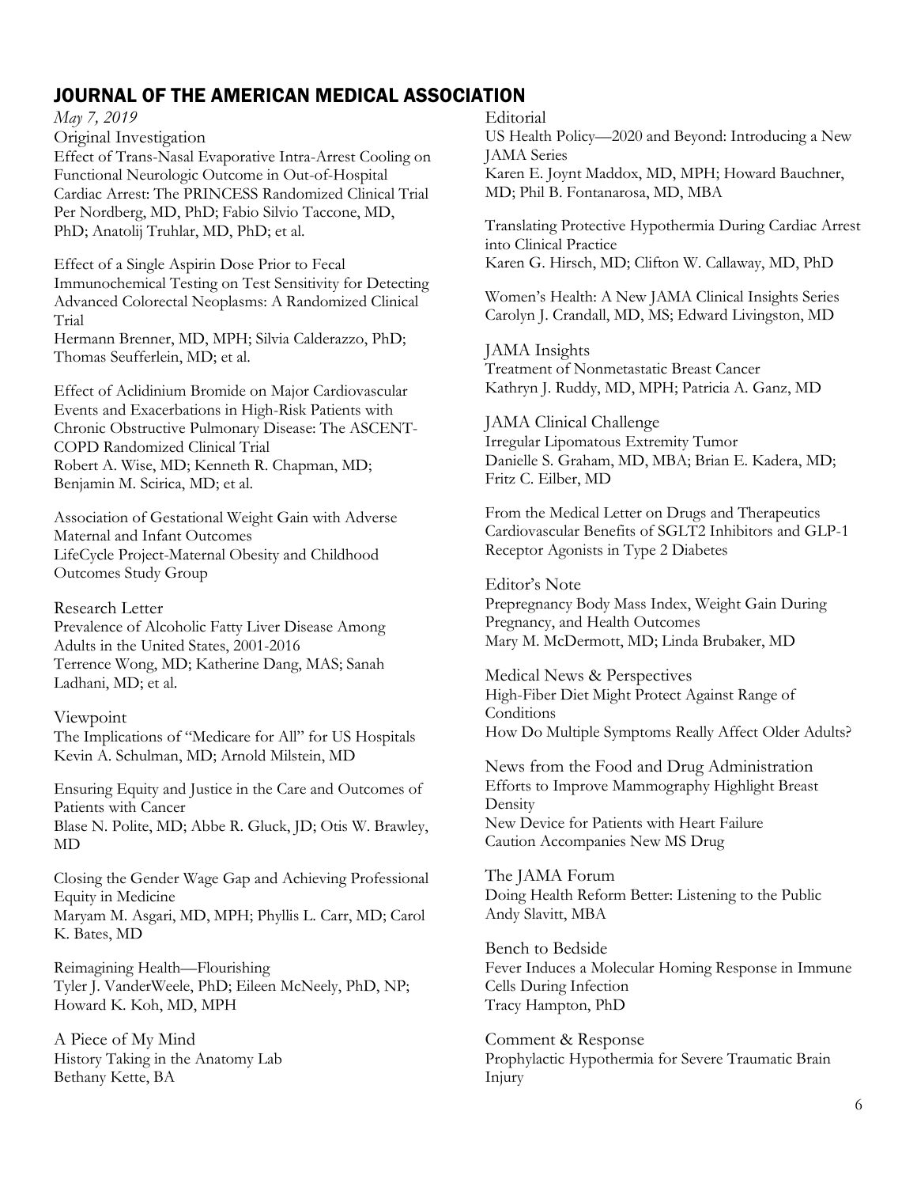## JOURNAL OF THE AMERICAN MEDICAL ASSOCIATION

*May 7, 2019*

Original Investigation

Effect of Trans-Nasal Evaporative Intra-Arrest Cooling on Functional Neurologic Outcome in Out-of-Hospital Cardiac Arrest: The PRINCESS Randomized Clinical Trial
Per Nordberg, MD, PhD; Fabio Silvio Taccone, MD, PhD; Anatolij Truhlar, MD, PhD; et al.

Effect of a Single Aspirin Dose Prior to Fecal Immunochemical Testing on Test Sensitivity for Detecting Advanced Colorectal Neoplasms: A Randomized Clinical Trial
Hermann Brenner, MD, MPH; Silvia Calderazzo, PhD; Thomas Seufferlein, MD; et al.

Effect of Aclidinium Bromide on Major Cardiovascular Events and Exacerbations in High-Risk Patients with Chronic Obstructive Pulmonary Disease: The ASCENT-COPD Randomized Clinical Trial
Robert A. Wise, MD; Kenneth R. Chapman, MD; Benjamin M. Scirica, MD; et al.

Association of Gestational Weight Gain with Adverse Maternal and Infant Outcomes
LifeCycle Project-Maternal Obesity and Childhood Outcomes Study Group

Research Letter

Prevalence of Alcoholic Fatty Liver Disease Among Adults in the United States, 2001-2016
Terrence Wong, MD; Katherine Dang, MAS; Sanah Ladhani, MD; et al.

Viewpoint

The Implications of "Medicare for All" for US Hospitals
Kevin A. Schulman, MD; Arnold Milstein, MD

Ensuring Equity and Justice in the Care and Outcomes of Patients with Cancer
Blase N. Polite, MD; Abbe R. Gluck, JD; Otis W. Brawley, MD

Closing the Gender Wage Gap and Achieving Professional Equity in Medicine
Maryam M. Asgari, MD, MPH; Phyllis L. Carr, MD; Carol K. Bates, MD

Reimagining Health—Flourishing
Tyler J. VanderWeele, PhD; Eileen McNeely, PhD, NP; Howard K. Koh, MD, MPH

A Piece of My Mind

History Taking in the Anatomy Lab
Bethany Kette, BA

Editorial

US Health Policy—2020 and Beyond: Introducing a New JAMA Series
Karen E. Joynt Maddox, MD, MPH; Howard Bauchner, MD; Phil B. Fontanarosa, MD, MBA

Translating Protective Hypothermia During Cardiac Arrest into Clinical Practice
Karen G. Hirsch, MD; Clifton W. Callaway, MD, PhD

Women's Health: A New JAMA Clinical Insights Series
Carolyn J. Crandall, MD, MS; Edward Livingston, MD

JAMA Insights

Treatment of Nonmetastatic Breast Cancer
Kathryn J. Ruddy, MD, MPH; Patricia A. Ganz, MD

JAMA Clinical Challenge

Irregular Lipomatous Extremity Tumor
Danielle S. Graham, MD, MBA; Brian E. Kadera, MD; Fritz C. Eilber, MD

From the Medical Letter on Drugs and Therapeutics

Cardiovascular Benefits of SGLT2 Inhibitors and GLP-1 Receptor Agonists in Type 2 Diabetes

Editor's Note

Prepregnancy Body Mass Index, Weight Gain During Pregnancy, and Health Outcomes
Mary M. McDermott, MD; Linda Brubaker, MD

Medical News & Perspectives

High-Fiber Diet Might Protect Against Range of Conditions

How Do Multiple Symptoms Really Affect Older Adults?

News from the Food and Drug Administration

Efforts to Improve Mammography Highlight Breast Density

New Device for Patients with Heart Failure

Caution Accompanies New MS Drug

The JAMA Forum

Doing Health Reform Better: Listening to the Public
Andy Slavitt, MBA

Bench to Bedside

Fever Induces a Molecular Homing Response in Immune Cells During Infection
Tracy Hampton, PhD

Comment & Response

Prophylactic Hypothermia for Severe Traumatic Brain Injury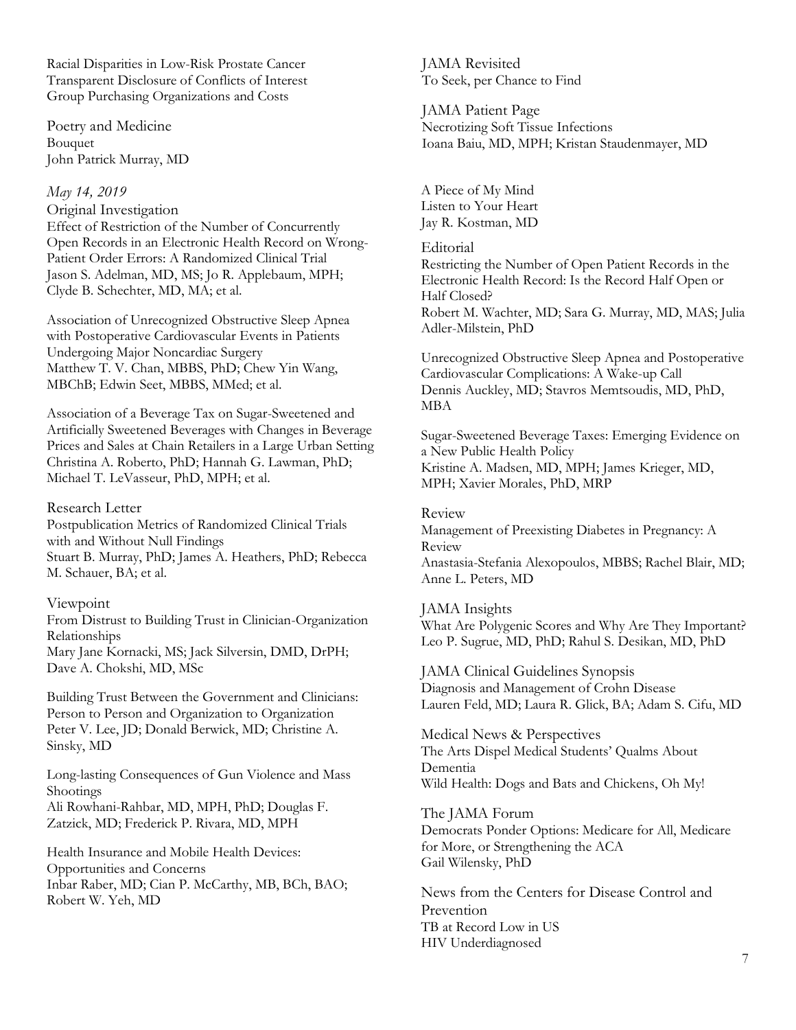Racial Disparities in Low-Risk Prostate Cancer
Transparent Disclosure of Conflicts of Interest
Group Purchasing Organizations and Costs

Poetry and Medicine
Bouquet
John Patrick Murray, MD

*May 14, 2019*

Original Investigation
Effect of Restriction of the Number of Concurrently Open Records in an Electronic Health Record on Wrong-Patient Order Errors: A Randomized Clinical Trial
Jason S. Adelman, MD, MS; Jo R. Applebaum, MPH; Clyde B. Schechter, MD, MA; et al.

Association of Unrecognized Obstructive Sleep Apnea with Postoperative Cardiovascular Events in Patients Undergoing Major Noncardiac Surgery
Matthew T. V. Chan, MBBS, PhD; Chew Yin Wang, MBChB; Edwin Seet, MBBS, MMed; et al.

Association of a Beverage Tax on Sugar-Sweetened and Artificially Sweetened Beverages with Changes in Beverage Prices and Sales at Chain Retailers in a Large Urban Setting
Christina A. Roberto, PhD; Hannah G. Lawman, PhD; Michael T. LeVasseur, PhD, MPH; et al.

Research Letter
Postpublication Metrics of Randomized Clinical Trials with and Without Null Findings
Stuart B. Murray, PhD; James A. Heathers, PhD; Rebecca M. Schauer, BA; et al.

Viewpoint
From Distrust to Building Trust in Clinician-Organization Relationships
Mary Jane Kornacki, MS; Jack Silversin, DMD, DrPH; Dave A. Chokshi, MD, MSc

Building Trust Between the Government and Clinicians: Person to Person and Organization to Organization
Peter V. Lee, JD; Donald Berwick, MD; Christine A. Sinsky, MD

Long-lasting Consequences of Gun Violence and Mass Shootings
Ali Rowhani-Rahbar, MD, MPH, PhD; Douglas F. Zatzick, MD; Frederick P. Rivara, MD, MPH

Health Insurance and Mobile Health Devices: Opportunities and Concerns
Inbar Raber, MD; Cian P. McCarthy, MB, BCh, BAO; Robert W. Yeh, MD

JAMA Revisited
To Seek, per Chance to Find

JAMA Patient Page
Necrotizing Soft Tissue Infections
Ioana Baiu, MD, MPH; Kristan Staudenmayer, MD

A Piece of My Mind
Listen to Your Heart
Jay R. Kostman, MD

Editorial
Restricting the Number of Open Patient Records in the Electronic Health Record: Is the Record Half Open or Half Closed?
Robert M. Wachter, MD; Sara G. Murray, MD, MAS; Julia Adler-Milstein, PhD

Unrecognized Obstructive Sleep Apnea and Postoperative Cardiovascular Complications: A Wake-up Call
Dennis Auckley, MD; Stavros Memtsoudis, MD, PhD, MBA

Sugar-Sweetened Beverage Taxes: Emerging Evidence on a New Public Health Policy
Kristine A. Madsen, MD, MPH; James Krieger, MD, MPH; Xavier Morales, PhD, MRP

Review
Management of Preexisting Diabetes in Pregnancy: A Review
Anastasia-Stefania Alexopoulos, MBBS; Rachel Blair, MD; Anne L. Peters, MD

JAMA Insights
What Are Polygenic Scores and Why Are They Important?
Leo P. Sugrue, MD, PhD; Rahul S. Desikan, MD, PhD

JAMA Clinical Guidelines Synopsis
Diagnosis and Management of Crohn Disease
Lauren Feld, MD; Laura R. Glick, BA; Adam S. Cifu, MD

Medical News & Perspectives
The Arts Dispel Medical Students' Qualms About Dementia
Wild Health: Dogs and Bats and Chickens, Oh My!

The JAMA Forum
Democrats Ponder Options: Medicare for All, Medicare for More, or Strengthening the ACA
Gail Wilensky, PhD

News from the Centers for Disease Control and Prevention
TB at Record Low in US
HIV Underdiagnosed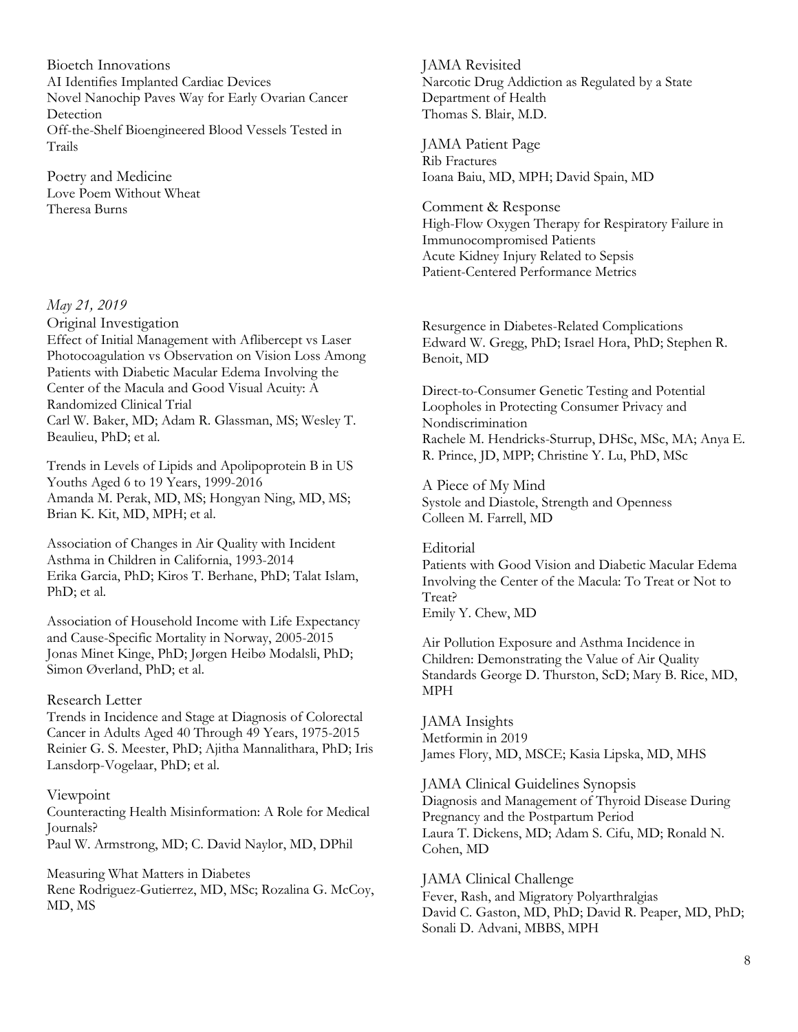Bioetch Innovations
AI Identifies Implanted Cardiac Devices
Novel Nanochip Paves Way for Early Ovarian Cancer Detection
Off-the-Shelf Bioengineered Blood Vessels Tested in Trails

Poetry and Medicine
Love Poem Without Wheat
Theresa Burns

JAMA Revisited
Narcotic Drug Addiction as Regulated by a State Department of Health
Thomas S. Blair, M.D.

JAMA Patient Page
Rib Fractures
Ioana Baiu, MD, MPH; David Spain, MD

Comment & Response
High-Flow Oxygen Therapy for Respiratory Failure in Immunocompromised Patients
Acute Kidney Injury Related to Sepsis
Patient-Centered Performance Metrics

*May 21, 2019*

Original Investigation
Effect of Initial Management with Aflibercept vs Laser Photocoagulation vs Observation on Vision Loss Among Patients with Diabetic Macular Edema Involving the Center of the Macula and Good Visual Acuity: A Randomized Clinical Trial
Carl W. Baker, MD; Adam R. Glassman, MS; Wesley T. Beaulieu, PhD; et al.

Trends in Levels of Lipids and Apolipoprotein B in US Youths Aged 6 to 19 Years, 1999-2016
Amanda M. Perak, MD, MS; Hongyan Ning, MD, MS; Brian K. Kit, MD, MPH; et al.

Association of Changes in Air Quality with Incident Asthma in Children in California, 1993-2014
Erika Garcia, PhD; Kiros T. Berhane, PhD; Talat Islam, PhD; et al.

Association of Household Income with Life Expectancy and Cause-Specific Mortality in Norway, 2005-2015
Jonas Minet Kinge, PhD; Jørgen Heibø Modalsli, PhD; Simon Øverland, PhD; et al.

Research Letter
Trends in Incidence and Stage at Diagnosis of Colorectal Cancer in Adults Aged 40 Through 49 Years, 1975-2015
Reinier G. S. Meester, PhD; Ajitha Mannalithara, PhD; Iris Lansdorp-Vogelaar, PhD; et al.

Viewpoint
Counteracting Health Misinformation: A Role for Medical Journals?
Paul W. Armstrong, MD; C. David Naylor, MD, DPhil

Measuring What Matters in Diabetes
Rene Rodriguez-Gutierrez, MD, MSc; Rozalina G. McCoy, MD, MS

Resurgence in Diabetes-Related Complications
Edward W. Gregg, PhD; Israel Hora, PhD; Stephen R. Benoit, MD

Direct-to-Consumer Genetic Testing and Potential Loopholes in Protecting Consumer Privacy and Nondiscrimination
Rachele M. Hendricks-Sturrup, DHSc, MSc, MA; Anya E. R. Prince, JD, MPP; Christine Y. Lu, PhD, MSc

A Piece of My Mind
Systole and Diastole, Strength and Openness
Colleen M. Farrell, MD

Editorial
Patients with Good Vision and Diabetic Macular Edema Involving the Center of the Macula: To Treat or Not to Treat?
Emily Y. Chew, MD

Air Pollution Exposure and Asthma Incidence in Children: Demonstrating the Value of Air Quality Standards George D. Thurston, ScD; Mary B. Rice, MD, MPH

JAMA Insights
Metformin in 2019
James Flory, MD, MSCE; Kasia Lipska, MD, MHS

JAMA Clinical Guidelines Synopsis
Diagnosis and Management of Thyroid Disease During Pregnancy and the Postpartum Period
Laura T. Dickens, MD; Adam S. Cifu, MD; Ronald N. Cohen, MD

JAMA Clinical Challenge
Fever, Rash, and Migratory Polyarthralgias
David C. Gaston, MD, PhD; David R. Peaper, MD, PhD; Sonali D. Advani, MBBS, MPH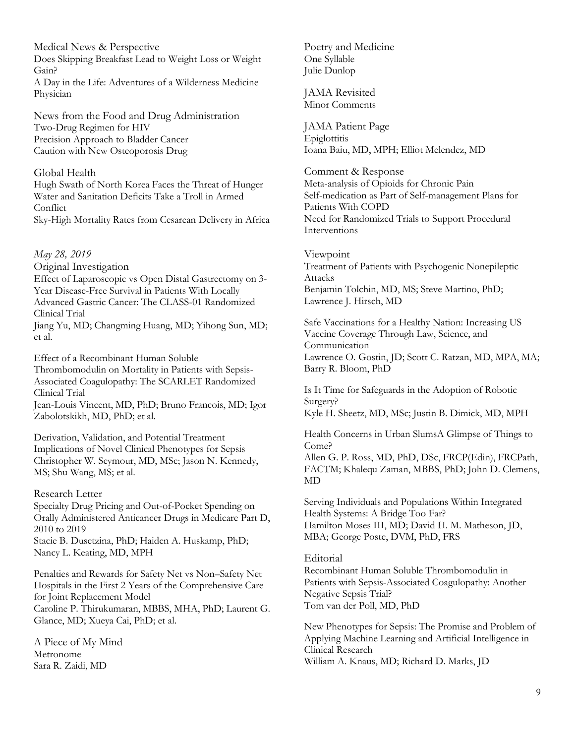Medical News & Perspective
Does Skipping Breakfast Lead to Weight Loss or Weight Gain?
A Day in the Life: Adventures of a Wilderness Medicine Physician

News from the Food and Drug Administration
Two-Drug Regimen for HIV
Precision Approach to Bladder Cancer
Caution with New Osteoporosis Drug

Global Health
Hugh Swath of North Korea Faces the Threat of Hunger
Water and Sanitation Deficits Take a Troll in Armed Conflict
Sky-High Mortality Rates from Cesarean Delivery in Africa

*May 28, 2019*

Original Investigation
Effect of Laparoscopic vs Open Distal Gastrectomy on 3-Year Disease-Free Survival in Patients With Locally Advanced Gastric Cancer: The CLASS-01 Randomized Clinical Trial
Jiang Yu, MD; Changming Huang, MD; Yihong Sun, MD; et al.

Effect of a Recombinant Human Soluble Thrombomodulin on Mortality in Patients with Sepsis-Associated Coagulopathy: The SCARLET Randomized Clinical Trial
Jean-Louis Vincent, MD, PhD; Bruno Francois, MD; Igor Zabolotskikh, MD, PhD; et al.

Derivation, Validation, and Potential Treatment Implications of Novel Clinical Phenotypes for Sepsis
Christopher W. Seymour, MD, MSc; Jason N. Kennedy, MS; Shu Wang, MS; et al.

Research Letter
Specialty Drug Pricing and Out-of-Pocket Spending on Orally Administered Anticancer Drugs in Medicare Part D, 2010 to 2019
Stacie B. Dusetzina, PhD; Haiden A. Huskamp, PhD; Nancy L. Keating, MD, MPH

Penalties and Rewards for Safety Net vs Non–Safety Net Hospitals in the First 2 Years of the Comprehensive Care for Joint Replacement Model
Caroline P. Thirukumaran, MBBS, MHA, PhD; Laurent G. Glance, MD; Xueya Cai, PhD; et al.

A Piece of My Mind
Metronome
Sara R. Zaidi, MD

Poetry and Medicine
One Syllable
Julie Dunlop

JAMA Revisited
Minor Comments

JAMA Patient Page
Epiglottitis
Ioana Baiu, MD, MPH; Elliot Melendez, MD

Comment & Response
Meta-analysis of Opioids for Chronic Pain
Self-medication as Part of Self-management Plans for Patients With COPD
Need for Randomized Trials to Support Procedural Interventions

Viewpoint
Treatment of Patients with Psychogenic Nonepileptic Attacks
Benjamin Tolchin, MD, MS; Steve Martino, PhD; Lawrence J. Hirsch, MD

Safe Vaccinations for a Healthy Nation: Increasing US Vaccine Coverage Through Law, Science, and Communication
Lawrence O. Gostin, JD; Scott C. Ratzan, MD, MPA, MA; Barry R. Bloom, PhD

Is It Time for Safeguards in the Adoption of Robotic Surgery?
Kyle H. Sheetz, MD, MSc; Justin B. Dimick, MD, MPH

Health Concerns in Urban SlumsA Glimpse of Things to Come?
Allen G. P. Ross, MD, PhD, DSc, FRCP(Edin), FRCPath, FACTM; Khalequ Zaman, MBBS, PhD; John D. Clemens, MD

Serving Individuals and Populations Within Integrated Health Systems: A Bridge Too Far?
Hamilton Moses III, MD; David H. M. Matheson, JD, MBA; George Poste, DVM, PhD, FRS

Editorial
Recombinant Human Soluble Thrombomodulin in Patients with Sepsis-Associated Coagulopathy: Another Negative Sepsis Trial?
Tom van der Poll, MD, PhD

New Phenotypes for Sepsis: The Promise and Problem of Applying Machine Learning and Artificial Intelligence in Clinical Research
William A. Knaus, MD; Richard D. Marks, JD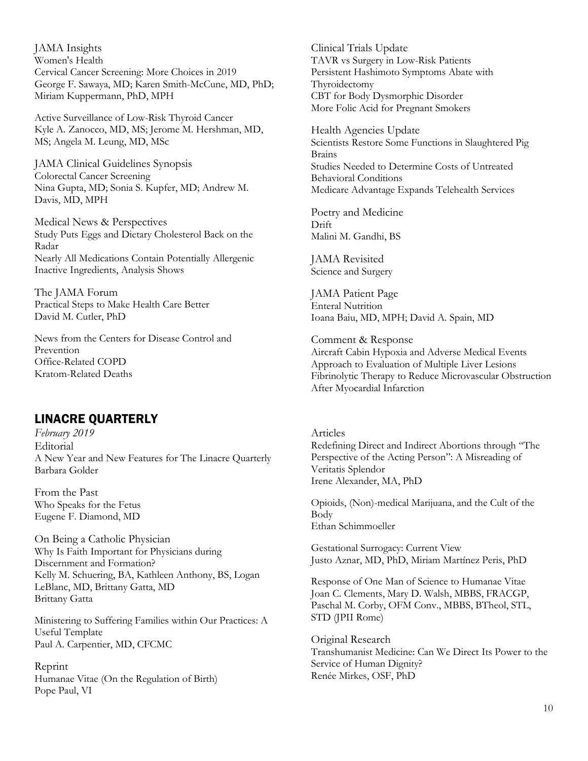JAMA Insights
Women's Health
Cervical Cancer Screening: More Choices in 2019
George F. Sawaya, MD; Karen Smith-McCune, MD, PhD; Miriam Kuppermann, PhD, MPH

Active Surveillance of Low-Risk Thyroid Cancer
Kyle A. Zanocco, MD, MS; Jerome M. Hershman, MD, MS; Angela M. Leung, MD, MSc

JAMA Clinical Guidelines Synopsis
Colorectal Cancer Screening
Nina Gupta, MD; Sonia S. Kupfer, MD; Andrew M. Davis, MD, MPH

Medical News & Perspectives
Study Puts Eggs and Dietary Cholesterol Back on the Radar
Nearly All Medications Contain Potentially Allergenic Inactive Ingredients, Analysis Shows

The JAMA Forum
Practical Steps to Make Health Care Better
David M. Cutler, PhD

News from the Centers for Disease Control and Prevention
Office-Related COPD
Kratom-Related Deaths

Clinical Trials Update
TAVR vs Surgery in Low-Risk Patients
Persistent Hashimoto Symptoms Abate with Thyroidectomy
CBT for Body Dysmorphic Disorder
More Folic Acid for Pregnant Smokers

Health Agencies Update
Scientists Restore Some Functions in Slaughtered Pig Brains
Studies Needed to Determine Costs of Untreated Behavioral Conditions
Medicare Advantage Expands Telehealth Services

Poetry and Medicine
Drift
Malini M. Gandhi, BS

JAMA Revisited
Science and Surgery

JAMA Patient Page
Enteral Nutrition
Ioana Baiu, MD, MPH; David A. Spain, MD

Comment & Response
Aircraft Cabin Hypoxia and Adverse Medical Events
Approach to Evaluation of Multiple Liver Lesions
Fibrinolytic Therapy to Reduce Microvascular Obstruction After Myocardial Infarction

## LINACRE QUARTERLY

*February 2019*

Editorial
A New Year and New Features for The Linacre Quarterly
Barbara Golder

From the Past
Who Speaks for the Fetus
Eugene F. Diamond, MD

On Being a Catholic Physician
Why Is Faith Important for Physicians during Discernment and Formation?
Kelly M. Schuering, BA, Kathleen Anthony, BS, Logan LeBlanc, MD, Brittany Gatta, MD
Brittany Gatta

Ministering to Suffering Families within Our Practices: A Useful Template
Paul A. Carpentier, MD, CFCMC

Reprint
Humanae Vitae (On the Regulation of Birth)
Pope Paul, VI

Articles
Redefining Direct and Indirect Abortions through "The Perspective of the Acting Person": A Misreading of Veritatis Splendor
Irene Alexander, MA, PhD

Opioids, (Non)-medical Marijuana, and the Cult of the Body
Ethan Schimmoeller

Gestational Surrogacy: Current View
Justo Aznar, MD, PhD, Miriam Martínez Peris, PhD

Response of One Man of Science to Humanae Vitae
Joan C. Clements, Mary D. Walsh, MBBS, FRACGP, Paschal M. Corby, OFM Conv., MBBS, BTheol, STL, STD (JPII Rome)

Original Research
Transhumanist Medicine: Can We Direct Its Power to the Service of Human Dignity?
Renée Mirkes, OSF, PhD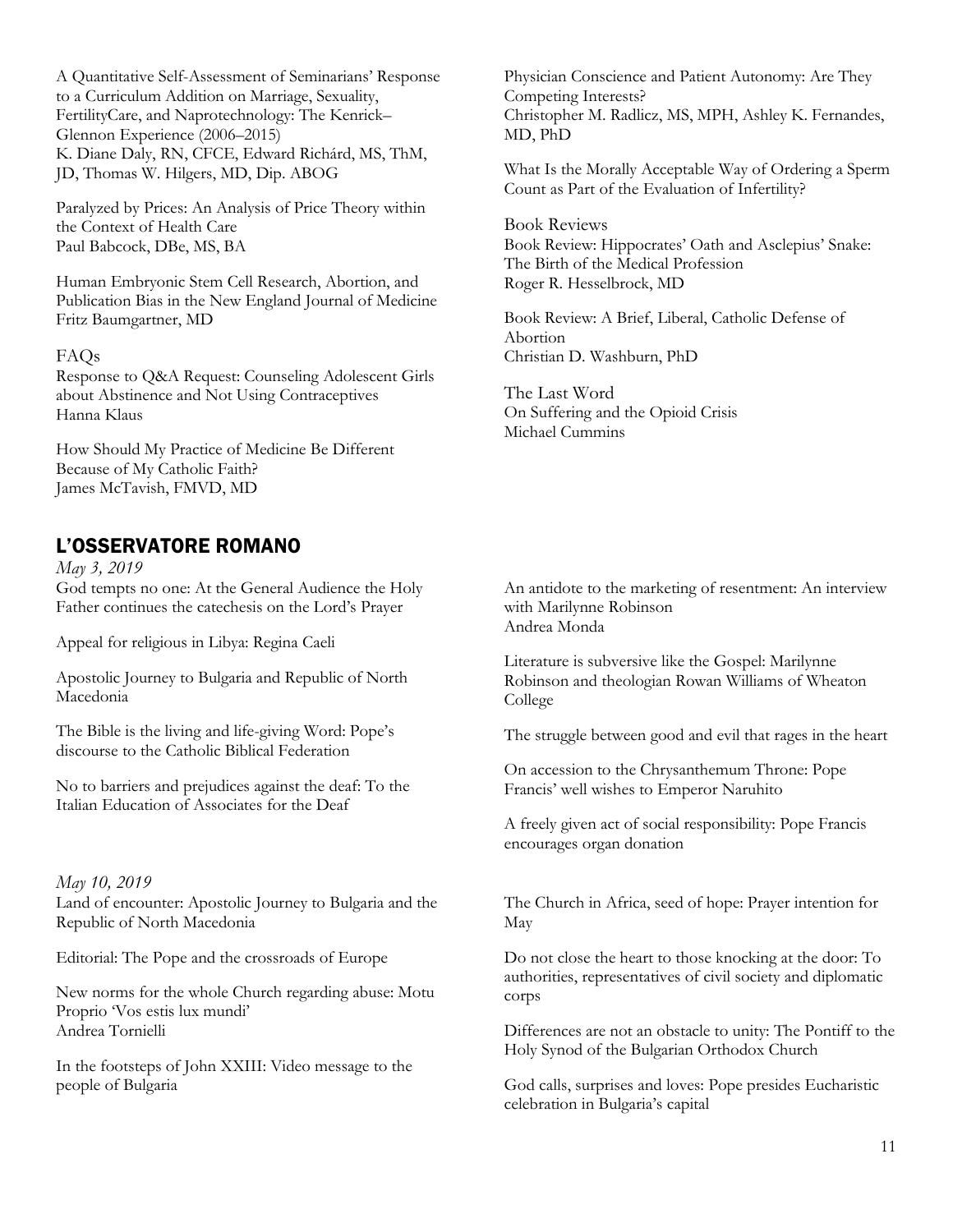A Quantitative Self-Assessment of Seminarians' Response to a Curriculum Addition on Marriage, Sexuality, FertilityCare, and Naprotechnology: The Kenrick–Glennon Experience (2006–2015)
K. Diane Daly, RN, CFCE, Edward Richárd, MS, ThM, JD, Thomas W. Hilgers, MD, Dip. ABOG

Paralyzed by Prices: An Analysis of Price Theory within the Context of Health Care
Paul Babcock, DBe, MS, BA

Human Embryonic Stem Cell Research, Abortion, and Publication Bias in the New England Journal of Medicine
Fritz Baumgartner, MD

FAQs
Response to Q&A Request: Counseling Adolescent Girls about Abstinence and Not Using Contraceptives
Hanna Klaus

How Should My Practice of Medicine Be Different Because of My Catholic Faith?
James McTavish, FMVD, MD

Physician Conscience and Patient Autonomy: Are They Competing Interests?
Christopher M. Radlicz, MS, MPH, Ashley K. Fernandes, MD, PhD

What Is the Morally Acceptable Way of Ordering a Sperm Count as Part of the Evaluation of Infertility?

Book Reviews
Book Review: Hippocrates' Oath and Asclepius' Snake: The Birth of the Medical Profession
Roger R. Hesselbrock, MD

Book Review: A Brief, Liberal, Catholic Defense of Abortion
Christian D. Washburn, PhD

The Last Word
On Suffering and the Opioid Crisis
Michael Cummins

## L'OSSERVATORE ROMANO

*May 3, 2019*

God tempts no one: At the General Audience the Holy Father continues the catechesis on the Lord's Prayer

Appeal for religious in Libya: Regina Caeli

Apostolic Journey to Bulgaria and Republic of North Macedonia

The Bible is the living and life-giving Word: Pope's discourse to the Catholic Biblical Federation

No to barriers and prejudices against the deaf: To the Italian Education of Associates for the Deaf

An antidote to the marketing of resentment: An interview with Marilynne Robinson
Andrea Monda

Literature is subversive like the Gospel: Marilynne Robinson and theologian Rowan Williams of Wheaton College

The struggle between good and evil that rages in the heart

On accession to the Chrysanthemum Throne: Pope Francis' well wishes to Emperor Naruhito

A freely given act of social responsibility: Pope Francis encourages organ donation

*May 10, 2019*

Land of encounter: Apostolic Journey to Bulgaria and the Republic of North Macedonia

Editorial: The Pope and the crossroads of Europe

New norms for the whole Church regarding abuse: Motu Proprio 'Vos estis lux mundi'
Andrea Tornielli

In the footsteps of John XXIII: Video message to the people of Bulgaria

The Church in Africa, seed of hope: Prayer intention for May

Do not close the heart to those knocking at the door: To authorities, representatives of civil society and diplomatic corps

Differences are not an obstacle to unity: The Pontiff to the Holy Synod of the Bulgarian Orthodox Church

God calls, surprises and loves: Pope presides Eucharistic celebration in Bulgaria's capital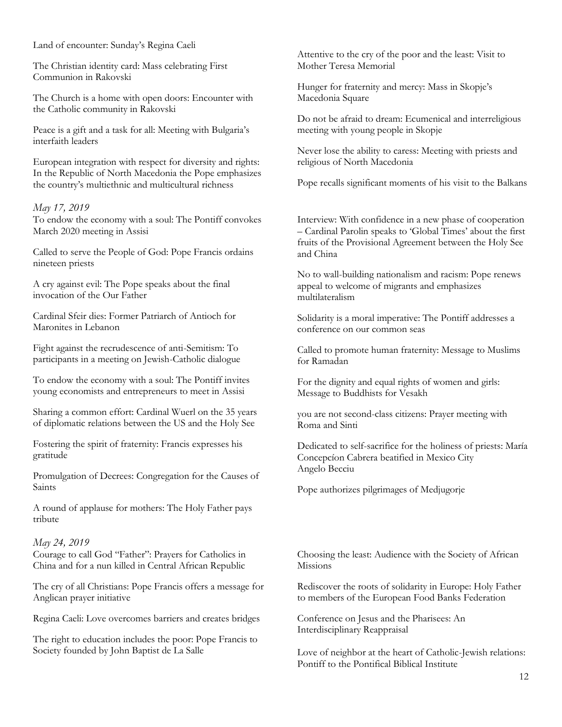Land of encounter: Sunday's Regina Caeli

The Christian identity card: Mass celebrating First Communion in Rakovski

The Church is a home with open doors: Encounter with the Catholic community in Rakovski

Peace is a gift and a task for all: Meeting with Bulgaria's interfaith leaders

European integration with respect for diversity and rights: In the Republic of North Macedonia the Pope emphasizes the country's multiethnic and multicultural richness

Attentive to the cry of the poor and the least: Visit to Mother Teresa Memorial

Hunger for fraternity and mercy: Mass in Skopje's Macedonia Square

Do not be afraid to dream: Ecumenical and interreligious meeting with young people in Skopje

Never lose the ability to caress: Meeting with priests and religious of North Macedonia

Pope recalls significant moments of his visit to the Balkans

*May 17, 2019*

To endow the economy with a soul: The Pontiff convokes March 2020 meeting in Assisi

Called to serve the People of God: Pope Francis ordains nineteen priests

A cry against evil: The Pope speaks about the final invocation of the Our Father

Cardinal Sfeir dies: Former Patriarch of Antioch for Maronites in Lebanon

Fight against the recrudescence of anti-Semitism: To participants in a meeting on Jewish-Catholic dialogue

To endow the economy with a soul: The Pontiff invites young economists and entrepreneurs to meet in Assisi

Sharing a common effort: Cardinal Wuerl on the 35 years of diplomatic relations between the US and the Holy See

Fostering the spirit of fraternity: Francis expresses his gratitude

Promulgation of Decrees: Congregation for the Causes of Saints

A round of applause for mothers: The Holy Father pays tribute

Interview: With confidence in a new phase of cooperation – Cardinal Parolin speaks to 'Global Times' about the first fruits of the Provisional Agreement between the Holy See and China

No to wall-building nationalism and racism: Pope renews appeal to welcome of migrants and emphasizes multilateralism

Solidarity is a moral imperative: The Pontiff addresses a conference on our common seas

Called to promote human fraternity: Message to Muslims for Ramadan

For the dignity and equal rights of women and girls: Message to Buddhists for Vesakh

you are not second-class citizens: Prayer meeting with Roma and Sinti

Dedicated to self-sacrifice for the holiness of priests: María Concepcíon Cabrera beatified in Mexico City
Angelo Becciu

Pope authorizes pilgrimages of Medjugorje

*May 24, 2019*

Courage to call God "Father": Prayers for Catholics in China and for a nun killed in Central African Republic

The cry of all Christians: Pope Francis offers a message for Anglican prayer initiative

Regina Caeli: Love overcomes barriers and creates bridges

The right to education includes the poor: Pope Francis to Society founded by John Baptist de La Salle

Choosing the least: Audience with the Society of African Missions

Rediscover the roots of solidarity in Europe: Holy Father to members of the European Food Banks Federation

Conference on Jesus and the Pharisees: An Interdisciplinary Reappraisal

Love of neighbor at the heart of Catholic-Jewish relations: Pontiff to the Pontifical Biblical Institute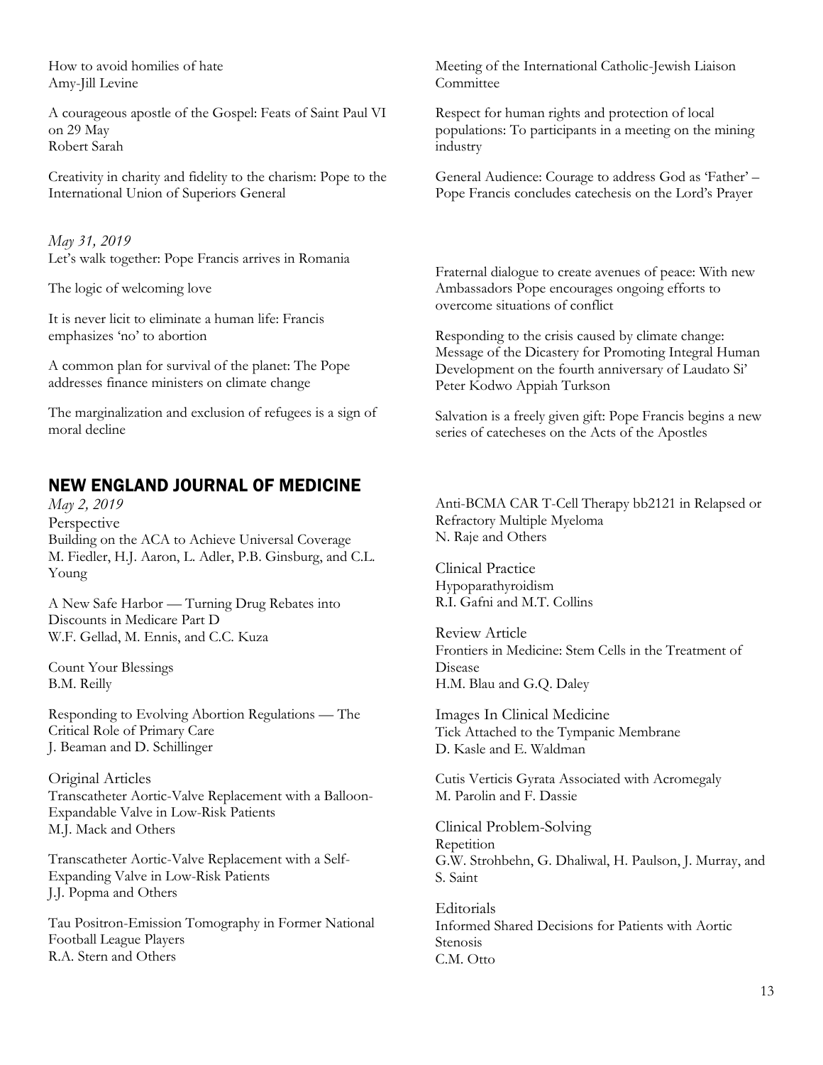How to avoid homilies of hate
Amy-Jill Levine

A courageous apostle of the Gospel: Feats of Saint Paul VI on 29 May
Robert Sarah

Creativity in charity and fidelity to the charism: Pope to the International Union of Superiors General

Meeting of the International Catholic-Jewish Liaison Committee

Respect for human rights and protection of local populations: To participants in a meeting on the mining industry

General Audience: Courage to address God as 'Father' – Pope Francis concludes catechesis on the Lord's Prayer

*May 31, 2019*
Let's walk together: Pope Francis arrives in Romania

The logic of welcoming love

It is never licit to eliminate a human life: Francis emphasizes 'no' to abortion

A common plan for survival of the planet: The Pope addresses finance ministers on climate change

The marginalization and exclusion of refugees is a sign of moral decline

Fraternal dialogue to create avenues of peace: With new Ambassadors Pope encourages ongoing efforts to overcome situations of conflict

Responding to the crisis caused by climate change: Message of the Dicastery for Promoting Integral Human Development on the fourth anniversary of Laudato Si'
Peter Kodwo Appiah Turkson

Salvation is a freely given gift: Pope Francis begins a new series of catecheses on the Acts of the Apostles

## NEW ENGLAND JOURNAL OF MEDICINE

*May 2, 2019*

Perspective

Building on the ACA to Achieve Universal Coverage
M. Fiedler, H.J. Aaron, L. Adler, P.B. Ginsburg, and C.L. Young

A New Safe Harbor — Turning Drug Rebates into Discounts in Medicare Part D
W.F. Gellad, M. Ennis, and C.C. Kuza

Count Your Blessings
B.M. Reilly

Responding to Evolving Abortion Regulations — The Critical Role of Primary Care
J. Beaman and D. Schillinger

Original Articles

Transcatheter Aortic-Valve Replacement with a Balloon-Expandable Valve in Low-Risk Patients
M.J. Mack and Others

Transcatheter Aortic-Valve Replacement with a Self-Expanding Valve in Low-Risk Patients
J.J. Popma and Others

Tau Positron-Emission Tomography in Former National Football League Players
R.A. Stern and Others

Anti-BCMA CAR T-Cell Therapy bb2121 in Relapsed or Refractory Multiple Myeloma
N. Raje and Others

Clinical Practice

Hypoparathyroidism
R.I. Gafni and M.T. Collins

Review Article

Frontiers in Medicine: Stem Cells in the Treatment of Disease
H.M. Blau and G.Q. Daley

Images In Clinical Medicine

Tick Attached to the Tympanic Membrane
D. Kasle and E. Waldman

Cutis Verticis Gyrata Associated with Acromegaly
M. Parolin and F. Dassie

Clinical Problem-Solving

Repetition
G.W. Strohbehn, G. Dhaliwal, H. Paulson, J. Murray, and S. Saint

Editorials

Informed Shared Decisions for Patients with Aortic Stenosis
C.M. Otto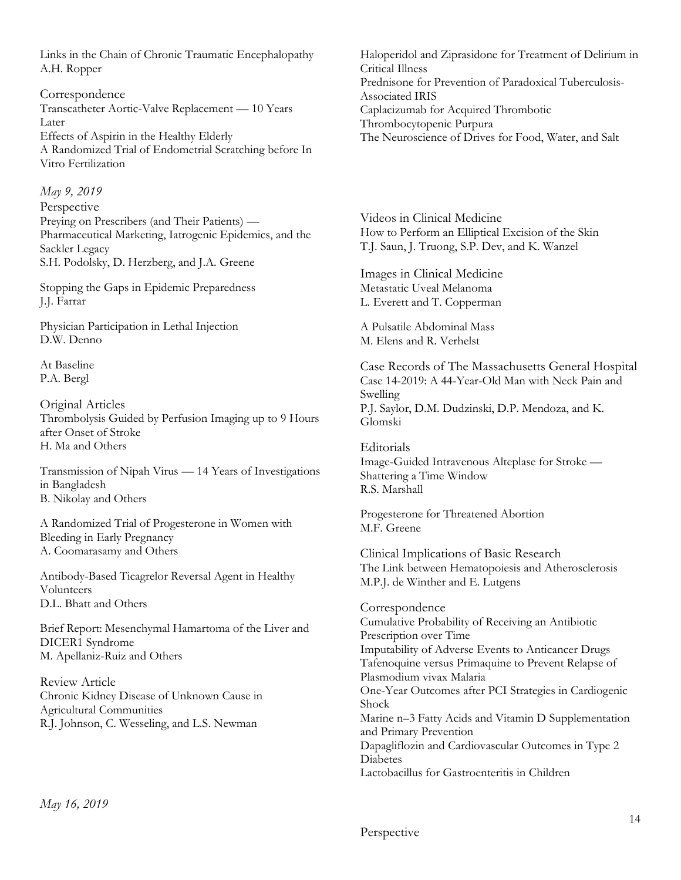Links in the Chain of Chronic Traumatic Encephalopathy
A.H. Ropper

Correspondence
Transcatheter Aortic-Valve Replacement — 10 Years Later
Effects of Aspirin in the Healthy Elderly
A Randomized Trial of Endometrial Scratching before In Vitro Fertilization
Haloperidol and Ziprasidone for Treatment of Delirium in Critical Illness
Prednisone for Prevention of Paradoxical Tuberculosis-Associated IRIS
Caplacizumab for Acquired Thrombotic Thrombocytopenic Purpura
The Neuroscience of Drives for Food, Water, and Salt

*May 9, 2019*

Perspective
Preying on Prescribers (and Their Patients) — Pharmaceutical Marketing, Iatrogenic Epidemics, and the Sackler Legacy
S.H. Podolsky, D. Herzberg, and J.A. Greene

Stopping the Gaps in Epidemic Preparedness
J.J. Farrar

Physician Participation in Lethal Injection
D.W. Denno

At Baseline
P.A. Bergl

Original Articles
Thrombolysis Guided by Perfusion Imaging up to 9 Hours after Onset of Stroke
H. Ma and Others

Transmission of Nipah Virus — 14 Years of Investigations in Bangladesh
B. Nikolay and Others

A Randomized Trial of Progesterone in Women with Bleeding in Early Pregnancy
A. Coomarasamy and Others

Antibody-Based Ticagrelor Reversal Agent in Healthy Volunteers
D.L. Bhatt and Others

Brief Report: Mesenchymal Hamartoma of the Liver and DICER1 Syndrome
M. Apellaniz-Ruiz and Others

Review Article
Chronic Kidney Disease of Unknown Cause in Agricultural Communities
R.J. Johnson, C. Wesseling, and L.S. Newman

Videos in Clinical Medicine
How to Perform an Elliptical Excision of the Skin
T.J. Saun, J. Truong, S.P. Dev, and K. Wanzel

Images in Clinical Medicine
Metastatic Uveal Melanoma
L. Everett and T. Copperman

A Pulsatile Abdominal Mass
M. Elens and R. Verhelst

Case Records of The Massachusetts General Hospital
Case 14-2019: A 44-Year-Old Man with Neck Pain and Swelling
P.J. Saylor, D.M. Dudzinski, D.P. Mendoza, and K. Glomski

Editorials
Image-Guided Intravenous Alteplase for Stroke — Shattering a Time Window
R.S. Marshall

Progesterone for Threatened Abortion
M.F. Greene

Clinical Implications of Basic Research
The Link between Hematopoiesis and Atherosclerosis
M.P.J. de Winther and E. Lutgens

Correspondence
Cumulative Probability of Receiving an Antibiotic Prescription over Time
Imputability of Adverse Events to Anticancer Drugs
Tafenoquine versus Primaquine to Prevent Relapse of Plasmodium vivax Malaria
One-Year Outcomes after PCI Strategies in Cardiogenic Shock
Marine n–3 Fatty Acids and Vitamin D Supplementation and Primary Prevention
Dapagliflozin and Cardiovascular Outcomes in Type 2 Diabetes
Lactobacillus for Gastroenteritis in Children

*May 16, 2019*

Perspective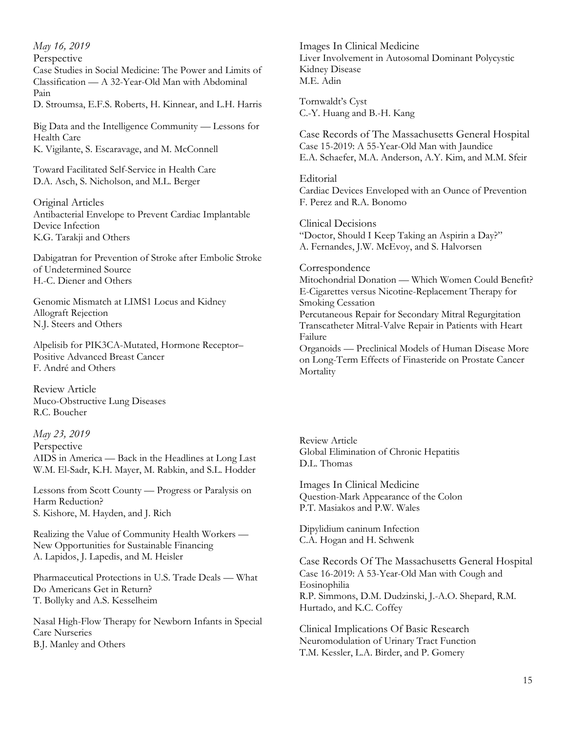*May 16, 2019*

Perspective

Case Studies in Social Medicine: The Power and Limits of Classification — A 32-Year-Old Man with Abdominal Pain
D. Stroumsa, E.F.S. Roberts, H. Kinnear, and L.H. Harris

Big Data and the Intelligence Community — Lessons for Health Care
K. Vigilante, S. Escaravage, and M. McConnell

Toward Facilitated Self-Service in Health Care
D.A. Asch, S. Nicholson, and M.L. Berger

Original Articles

Antibacterial Envelope to Prevent Cardiac Implantable Device Infection
K.G. Tarakji and Others

Dabigatran for Prevention of Stroke after Embolic Stroke of Undetermined Source
H.-C. Diener and Others

Genomic Mismatch at LIMS1 Locus and Kidney Allograft Rejection
N.J. Steers and Others

Alpelisib for PIK3CA-Mutated, Hormone Receptor–Positive Advanced Breast Cancer
F. André and Others

Review Article

Muco-Obstructive Lung Diseases
R.C. Boucher

Images In Clinical Medicine

Liver Involvement in Autosomal Dominant Polycystic Kidney Disease
M.E. Adin

Tornwaldt's Cyst
C.-Y. Huang and B.-H. Kang

Case Records of The Massachusetts General Hospital

Case 15-2019: A 55-Year-Old Man with Jaundice
E.A. Schaefer, M.A. Anderson, A.Y. Kim, and M.M. Sfeir

Editorial

Cardiac Devices Enveloped with an Ounce of Prevention
F. Perez and R.A. Bonomo

Clinical Decisions

"Doctor, Should I Keep Taking an Aspirin a Day?"
A. Fernandes, J.W. McEvoy, and S. Halvorsen

Correspondence

Mitochondrial Donation — Which Women Could Benefit?
E-Cigarettes versus Nicotine-Replacement Therapy for Smoking Cessation
Percutaneous Repair for Secondary Mitral Regurgitation
Transcatheter Mitral-Valve Repair in Patients with Heart Failure
Organoids — Preclinical Models of Human Disease More on Long-Term Effects of Finasteride on Prostate Cancer Mortality

*May 23, 2019*

Perspective

AIDS in America — Back in the Headlines at Long Last
W.M. El-Sadr, K.H. Mayer, M. Rabkin, and S.L. Hodder

Lessons from Scott County — Progress or Paralysis on Harm Reduction?
S. Kishore, M. Hayden, and J. Rich

Realizing the Value of Community Health Workers — New Opportunities for Sustainable Financing
A. Lapidos, J. Lapedis, and M. Heisler

Pharmaceutical Protections in U.S. Trade Deals — What Do Americans Get in Return?
T. Bollyky and A.S. Kesselheim

Nasal High-Flow Therapy for Newborn Infants in Special Care Nurseries
B.J. Manley and Others

Review Article

Global Elimination of Chronic Hepatitis
D.L. Thomas

Images In Clinical Medicine

Question-Mark Appearance of the Colon
P.T. Masiakos and P.W. Wales

Dipylidium caninum Infection
C.A. Hogan and H. Schwenk

Case Records Of The Massachusetts General Hospital

Case 16-2019: A 53-Year-Old Man with Cough and Eosinophilia
R.P. Simmons, D.M. Dudzinski, J.-A.O. Shepard, R.M. Hurtado, and K.C. Coffey

Clinical Implications Of Basic Research

Neuromodulation of Urinary Tract Function
T.M. Kessler, L.A. Birder, and P. Gomery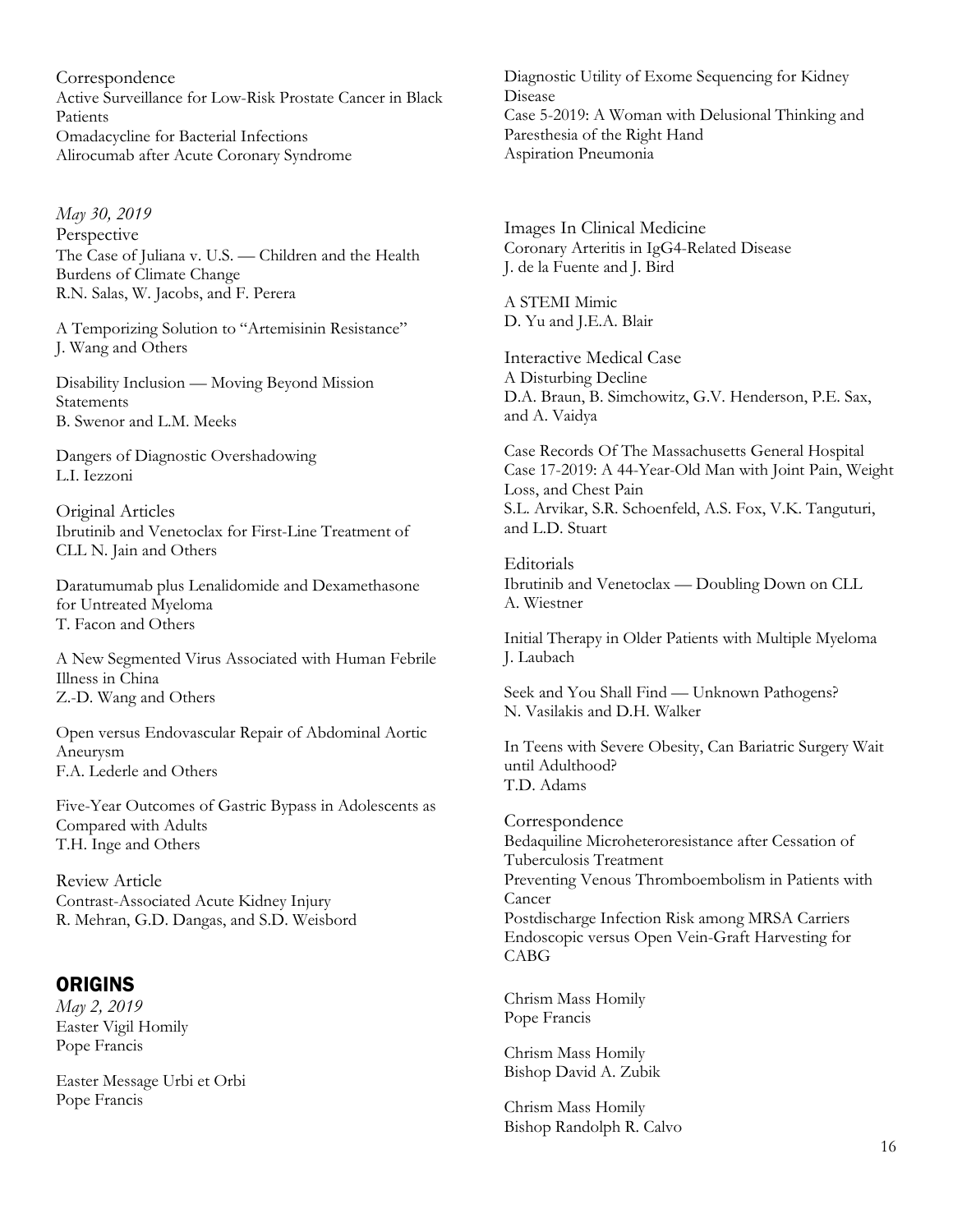Correspondence
Active Surveillance for Low-Risk Prostate Cancer in Black Patients
Omadacycline for Bacterial Infections
Alirocumab after Acute Coronary Syndrome

*May 30, 2019*
Perspective
The Case of Juliana v. U.S. — Children and the Health Burdens of Climate Change
R.N. Salas, W. Jacobs, and F. Perera

A Temporizing Solution to "Artemisinin Resistance"
J. Wang and Others

Disability Inclusion — Moving Beyond Mission Statements
B. Swenor and L.M. Meeks

Dangers of Diagnostic Overshadowing
L.I. Iezzoni

Original Articles
Ibrutinib and Venetoclax for First-Line Treatment of CLL N. Jain and Others

Daratumumab plus Lenalidomide and Dexamethasone for Untreated Myeloma
T. Facon and Others

A New Segmented Virus Associated with Human Febrile Illness in China
Z.-D. Wang and Others

Open versus Endovascular Repair of Abdominal Aortic Aneurysm
F.A. Lederle and Others

Five-Year Outcomes of Gastric Bypass in Adolescents as Compared with Adults
T.H. Inge and Others

Review Article
Contrast-Associated Acute Kidney Injury
R. Mehran, G.D. Dangas, and S.D. Weisbord

## ORIGINS

*May 2, 2019*
Easter Vigil Homily
Pope Francis

Easter Message Urbi et Orbi
Pope Francis

Diagnostic Utility of Exome Sequencing for Kidney Disease
Case 5-2019: A Woman with Delusional Thinking and Paresthesia of the Right Hand
Aspiration Pneumonia

Images In Clinical Medicine
Coronary Arteritis in IgG4-Related Disease
J. de la Fuente and J. Bird

A STEMI Mimic
D. Yu and J.E.A. Blair

Interactive Medical Case
A Disturbing Decline
D.A. Braun, B. Simchowitz, G.V. Henderson, P.E. Sax, and A. Vaidya

Case Records Of The Massachusetts General Hospital
Case 17-2019: A 44-Year-Old Man with Joint Pain, Weight Loss, and Chest Pain
S.L. Arvikar, S.R. Schoenfeld, A.S. Fox, V.K. Tanguturi, and L.D. Stuart

Editorials
Ibrutinib and Venetoclax — Doubling Down on CLL
A. Wiestner

Initial Therapy in Older Patients with Multiple Myeloma
J. Laubach

Seek and You Shall Find — Unknown Pathogens?
N. Vasilakis and D.H. Walker

In Teens with Severe Obesity, Can Bariatric Surgery Wait until Adulthood?
T.D. Adams

Correspondence
Bedaquiline Microheteroresistance after Cessation of Tuberculosis Treatment
Preventing Venous Thromboembolism in Patients with Cancer
Postdischarge Infection Risk among MRSA Carriers
Endoscopic versus Open Vein-Graft Harvesting for CABG

Chrism Mass Homily
Pope Francis

Chrism Mass Homily
Bishop David A. Zubik

Chrism Mass Homily
Bishop Randolph R. Calvo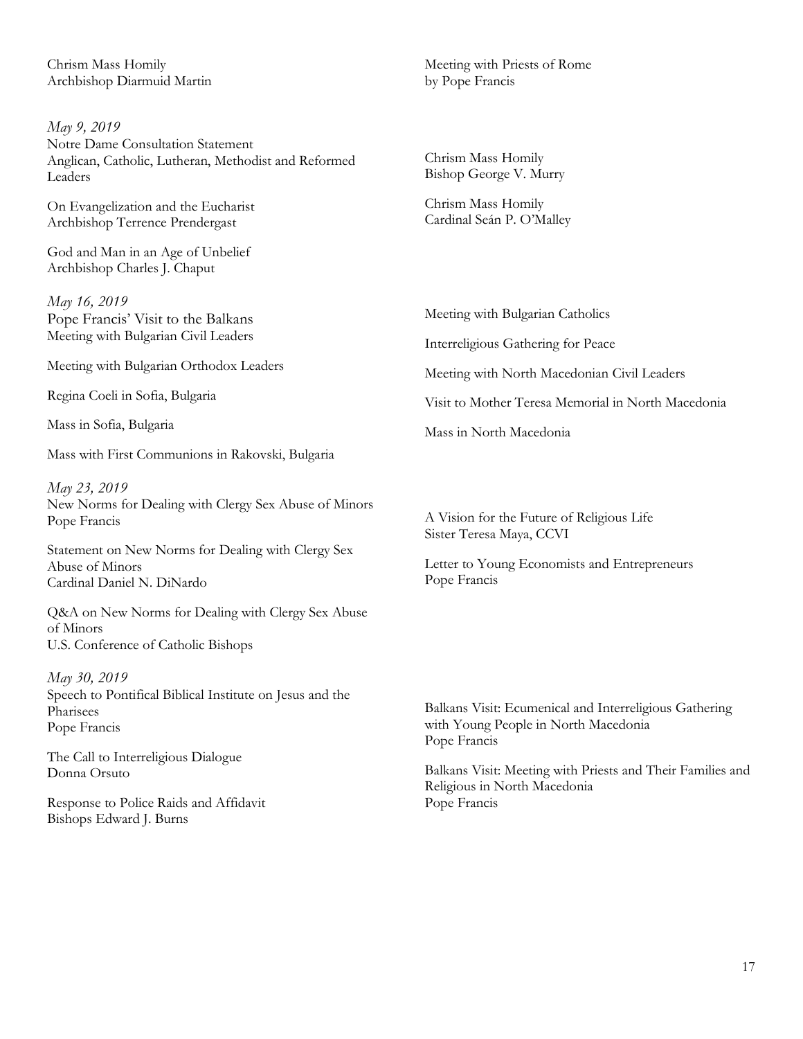Chrism Mass Homily
Archbishop Diarmuid Martin

Meeting with Priests of Rome
by Pope Francis

*May 9, 2019*

Notre Dame Consultation Statement
Anglican, Catholic, Lutheran, Methodist and Reformed Leaders

On Evangelization and the Eucharist
Archbishop Terrence Prendergast

God and Man in an Age of Unbelief
Archbishop Charles J. Chaput

Chrism Mass Homily
Bishop George V. Murry

Chrism Mass Homily
Cardinal Seán P. O'Malley

*May 16, 2019*

Pope Francis' Visit to the Balkans

Meeting with Bulgarian Civil Leaders

Meeting with Bulgarian Orthodox Leaders

Regina Coeli in Sofia, Bulgaria

Mass in Sofia, Bulgaria

Mass with First Communions in Rakovski, Bulgaria

Meeting with Bulgarian Catholics

Interreligious Gathering for Peace

Meeting with North Macedonian Civil Leaders

Visit to Mother Teresa Memorial in North Macedonia

Mass in North Macedonia

*May 23, 2019*

New Norms for Dealing with Clergy Sex Abuse of Minors
Pope Francis

Statement on New Norms for Dealing with Clergy Sex Abuse of Minors
Cardinal Daniel N. DiNardo

Q&A on New Norms for Dealing with Clergy Sex Abuse of Minors
U.S. Conference of Catholic Bishops

A Vision for the Future of Religious Life
Sister Teresa Maya, CCVI

Letter to Young Economists and Entrepreneurs
Pope Francis

*May 30, 2019*

Speech to Pontifical Biblical Institute on Jesus and the Pharisees
Pope Francis

The Call to Interreligious Dialogue
Donna Orsuto

Response to Police Raids and Affidavit
Bishops Edward J. Burns

Balkans Visit: Ecumenical and Interreligious Gathering with Young People in North Macedonia
Pope Francis

Balkans Visit: Meeting with Priests and Their Families and Religious in North Macedonia
Pope Francis